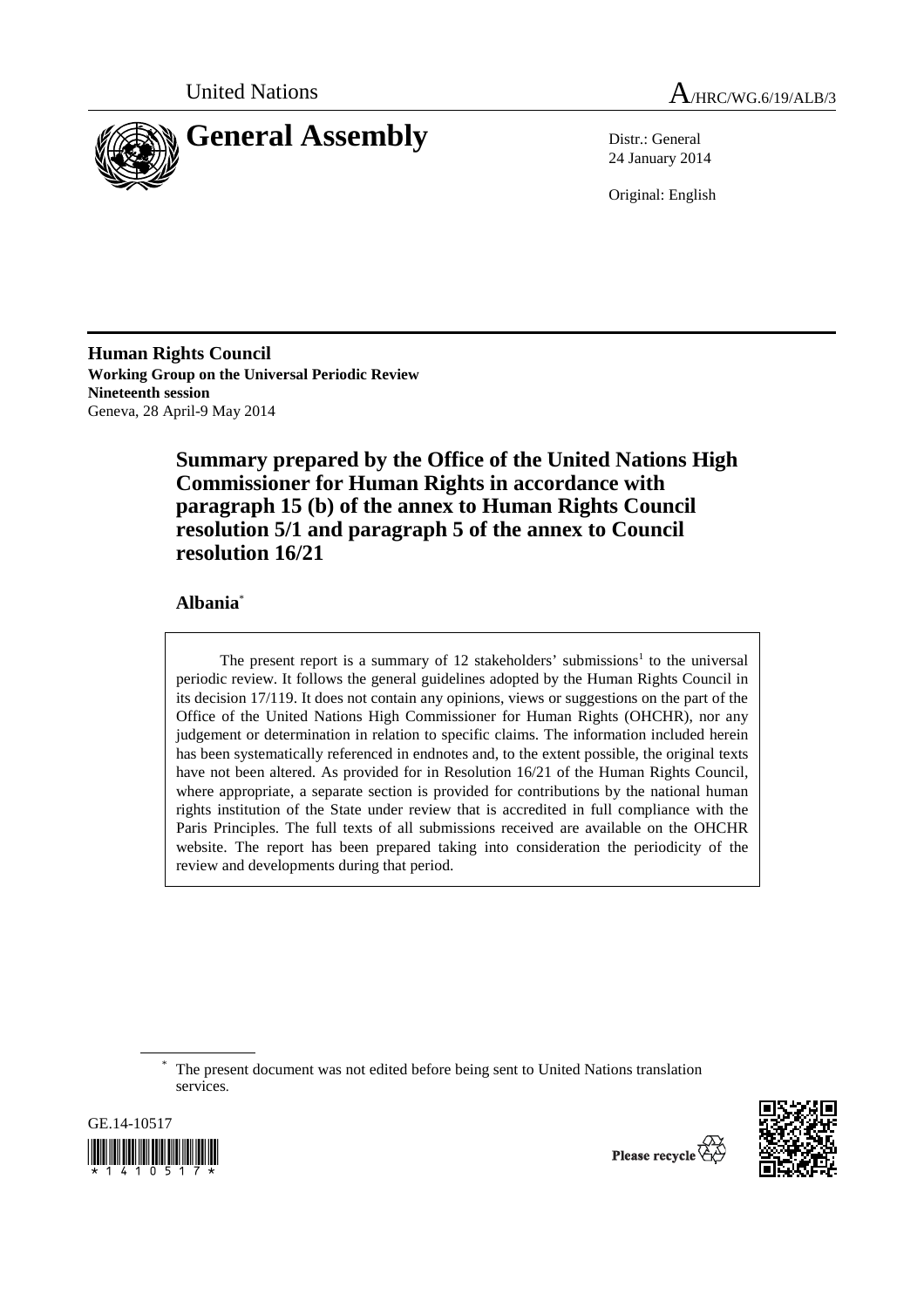United Nations

A/HRC/WG.6/19/ALB/3

# General Assembly

Distr.: General
24 January 2014

Original: English

**Human Rights Council**
**Working Group on the Universal Periodic Review**
**Nineteenth session**
Geneva, 28 April-9 May 2014

## Summary prepared by the Office of the United Nations High Commissioner for Human Rights in accordance with paragraph 15 (b) of the annex to Human Rights Council resolution 5/1 and paragraph 5 of the annex to Council resolution 16/21

### Albania*

The present report is a summary of 12 stakeholders' submissions[1] to the universal periodic review. It follows the general guidelines adopted by the Human Rights Council in its decision 17/119. It does not contain any opinions, views or suggestions on the part of the Office of the United Nations High Commissioner for Human Rights (OHCHR), nor any judgement or determination in relation to specific claims. The information included herein has been systematically referenced in endnotes and, to the extent possible, the original texts have not been altered. As provided for in Resolution 16/21 of the Human Rights Council, where appropriate, a separate section is provided for contributions by the national human rights institution of the State under review that is accredited in full compliance with the Paris Principles. The full texts of all submissions received are available on the OHCHR website. The report has been prepared taking into consideration the periodicity of the review and developments during that period.

\* The present document was not edited before being sent to United Nations translation services.

GE.14-10517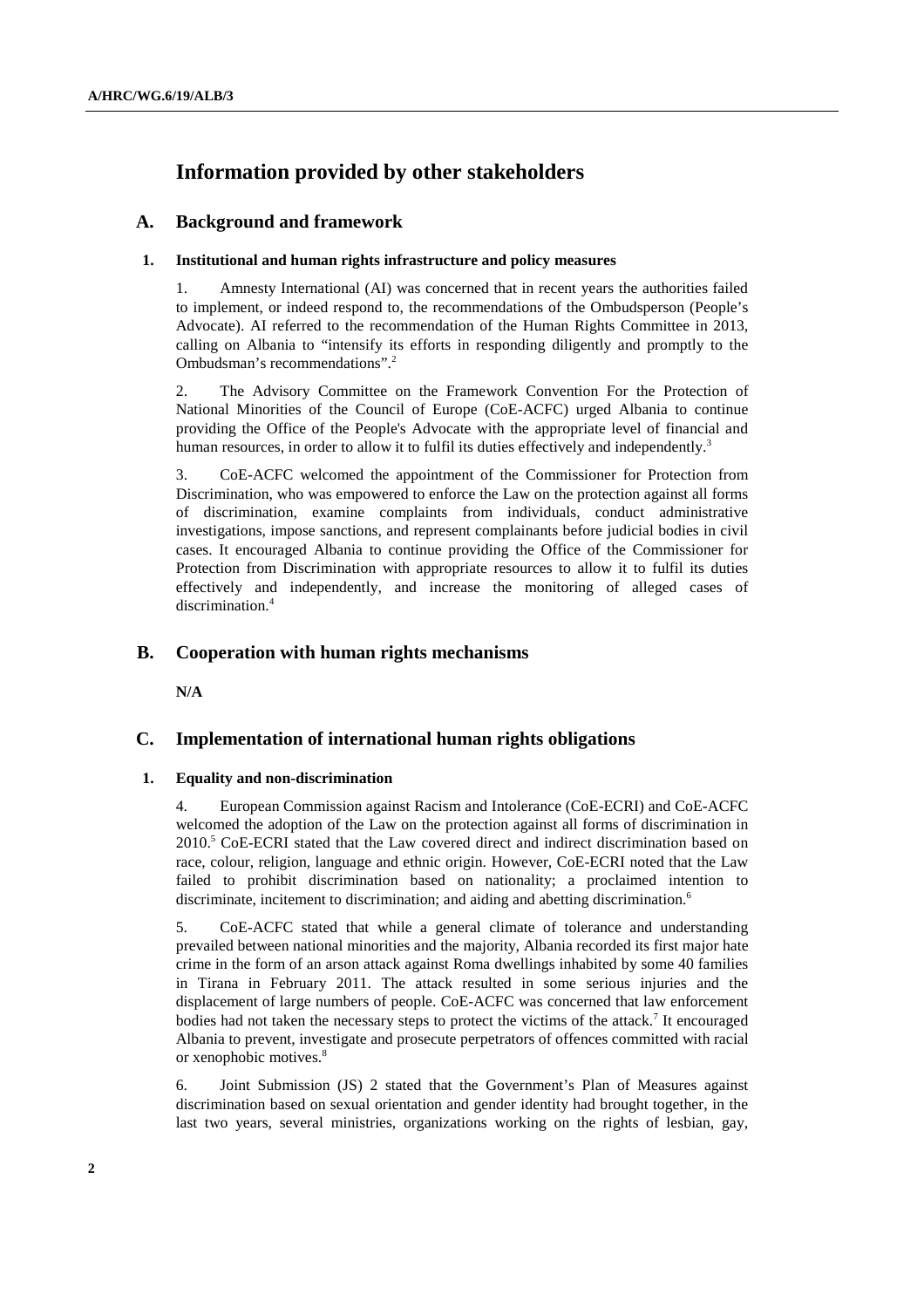# Information provided by other stakeholders

## A. Background and framework

### 1. Institutional and human rights infrastructure and policy measures

1. Amnesty International (AI) was concerned that in recent years the authorities failed to implement, or indeed respond to, the recommendations of the Ombudsperson (People's Advocate). AI referred to the recommendation of the Human Rights Committee in 2013, calling on Albania to "intensify its efforts in responding diligently and promptly to the Ombudsman's recommendations".[2]

2. The Advisory Committee on the Framework Convention For the Protection of National Minorities of the Council of Europe (CoE-ACFC) urged Albania to continue providing the Office of the People's Advocate with the appropriate level of financial and human resources, in order to allow it to fulfil its duties effectively and independently.[3]

3. CoE-ACFC welcomed the appointment of the Commissioner for Protection from Discrimination, who was empowered to enforce the Law on the protection against all forms of discrimination, examine complaints from individuals, conduct administrative investigations, impose sanctions, and represent complainants before judicial bodies in civil cases. It encouraged Albania to continue providing the Office of the Commissioner for Protection from Discrimination with appropriate resources to allow it to fulfil its duties effectively and independently, and increase the monitoring of alleged cases of discrimination.[4]

## B. Cooperation with human rights mechanisms

**N/A**

## C. Implementation of international human rights obligations

### 1. Equality and non-discrimination

4. European Commission against Racism and Intolerance (CoE-ECRI) and CoE-ACFC welcomed the adoption of the Law on the protection against all forms of discrimination in 2010.[5] CoE-ECRI stated that the Law covered direct and indirect discrimination based on race, colour, religion, language and ethnic origin. However, CoE-ECRI noted that the Law failed to prohibit discrimination based on nationality; a proclaimed intention to discriminate, incitement to discrimination; and aiding and abetting discrimination.[6]

5. CoE-ACFC stated that while a general climate of tolerance and understanding prevailed between national minorities and the majority, Albania recorded its first major hate crime in the form of an arson attack against Roma dwellings inhabited by some 40 families in Tirana in February 2011. The attack resulted in some serious injuries and the displacement of large numbers of people. CoE-ACFC was concerned that law enforcement bodies had not taken the necessary steps to protect the victims of the attack.[7] It encouraged Albania to prevent, investigate and prosecute perpetrators of offences committed with racial or xenophobic motives.[8]

6. Joint Submission (JS) 2 stated that the Government's Plan of Measures against discrimination based on sexual orientation and gender identity had brought together, in the last two years, several ministries, organizations working on the rights of lesbian, gay,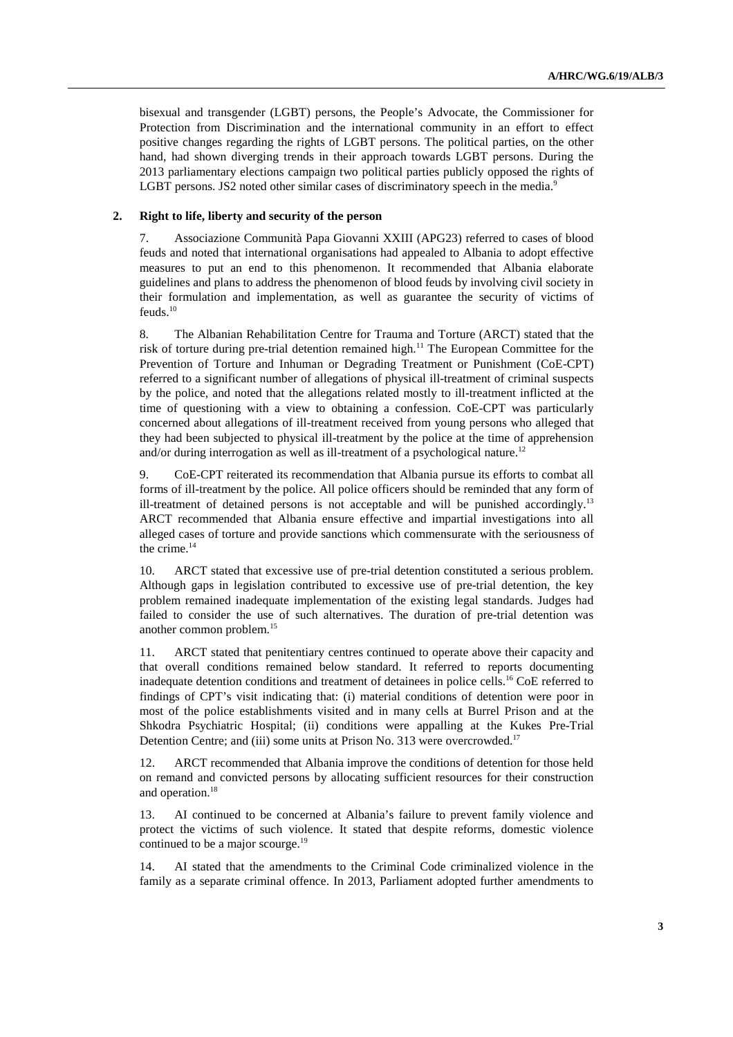bisexual and transgender (LGBT) persons, the People's Advocate, the Commissioner for Protection from Discrimination and the international community in an effort to effect positive changes regarding the rights of LGBT persons. The political parties, on the other hand, had shown diverging trends in their approach towards LGBT persons. During the 2013 parliamentary elections campaign two political parties publicly opposed the rights of LGBT persons. JS2 noted other similar cases of discriminatory speech in the media.[9]

### 2. Right to life, liberty and security of the person

7. Associazione Communità Papa Giovanni XXIII (APG23) referred to cases of blood feuds and noted that international organisations had appealed to Albania to adopt effective measures to put an end to this phenomenon. It recommended that Albania elaborate guidelines and plans to address the phenomenon of blood feuds by involving civil society in their formulation and implementation, as well as guarantee the security of victims of feuds.[10]

8. The Albanian Rehabilitation Centre for Trauma and Torture (ARCT) stated that the risk of torture during pre-trial detention remained high.[11] The European Committee for the Prevention of Torture and Inhuman or Degrading Treatment or Punishment (CoE-CPT) referred to a significant number of allegations of physical ill-treatment of criminal suspects by the police, and noted that the allegations related mostly to ill-treatment inflicted at the time of questioning with a view to obtaining a confession. CoE-CPT was particularly concerned about allegations of ill-treatment received from young persons who alleged that they had been subjected to physical ill-treatment by the police at the time of apprehension and/or during interrogation as well as ill-treatment of a psychological nature.[12]

9. CoE-CPT reiterated its recommendation that Albania pursue its efforts to combat all forms of ill-treatment by the police. All police officers should be reminded that any form of ill-treatment of detained persons is not acceptable and will be punished accordingly.[13] ARCT recommended that Albania ensure effective and impartial investigations into all alleged cases of torture and provide sanctions which commensurate with the seriousness of the crime.[14]

10. ARCT stated that excessive use of pre-trial detention constituted a serious problem. Although gaps in legislation contributed to excessive use of pre-trial detention, the key problem remained inadequate implementation of the existing legal standards. Judges had failed to consider the use of such alternatives. The duration of pre-trial detention was another common problem.[15]

11. ARCT stated that penitentiary centres continued to operate above their capacity and that overall conditions remained below standard. It referred to reports documenting inadequate detention conditions and treatment of detainees in police cells.[16] CoE referred to findings of CPT's visit indicating that: (i) material conditions of detention were poor in most of the police establishments visited and in many cells at Burrel Prison and at the Shkodra Psychiatric Hospital; (ii) conditions were appalling at the Kukes Pre-Trial Detention Centre; and (iii) some units at Prison No. 313 were overcrowded.[17]

12. ARCT recommended that Albania improve the conditions of detention for those held on remand and convicted persons by allocating sufficient resources for their construction and operation.[18]

13. AI continued to be concerned at Albania's failure to prevent family violence and protect the victims of such violence. It stated that despite reforms, domestic violence continued to be a major scourge.[19]

14. AI stated that the amendments to the Criminal Code criminalized violence in the family as a separate criminal offence. In 2013, Parliament adopted further amendments to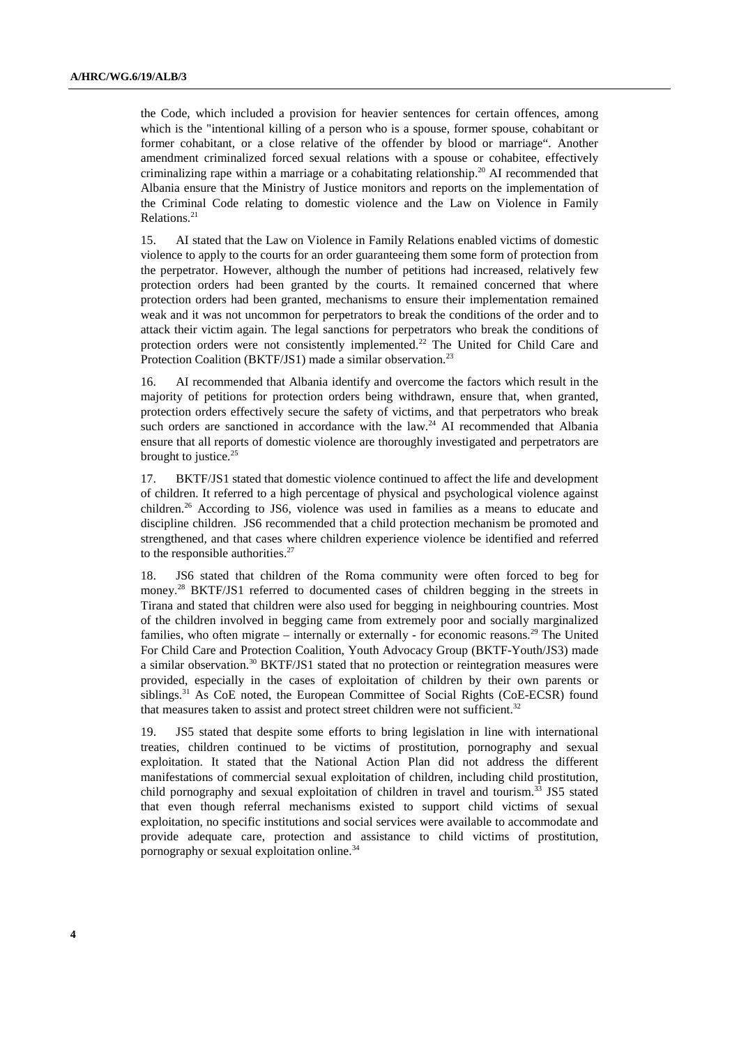the Code, which included a provision for heavier sentences for certain offences, among which is the "intentional killing of a person who is a spouse, former spouse, cohabitant or former cohabitant, or a close relative of the offender by blood or marriage“. Another amendment criminalized forced sexual relations with a spouse or cohabitee, effectively criminalizing rape within a marriage or a cohabitating relationship.[20] AI recommended that Albania ensure that the Ministry of Justice monitors and reports on the implementation of the Criminal Code relating to domestic violence and the Law on Violence in Family Relations.[21]

15. AI stated that the Law on Violence in Family Relations enabled victims of domestic violence to apply to the courts for an order guaranteeing them some form of protection from the perpetrator. However, although the number of petitions had increased, relatively few protection orders had been granted by the courts. It remained concerned that where protection orders had been granted, mechanisms to ensure their implementation remained weak and it was not uncommon for perpetrators to break the conditions of the order and to attack their victim again. The legal sanctions for perpetrators who break the conditions of protection orders were not consistently implemented.[22] The United for Child Care and Protection Coalition (BKTF/JS1) made a similar observation.[23]

16. AI recommended that Albania identify and overcome the factors which result in the majority of petitions for protection orders being withdrawn, ensure that, when granted, protection orders effectively secure the safety of victims, and that perpetrators who break such orders are sanctioned in accordance with the law.[24] AI recommended that Albania ensure that all reports of domestic violence are thoroughly investigated and perpetrators are brought to justice.[25]

17. BKTF/JS1 stated that domestic violence continued to affect the life and development of children. It referred to a high percentage of physical and psychological violence against children.[26] According to JS6, violence was used in families as a means to educate and discipline children. JS6 recommended that a child protection mechanism be promoted and strengthened, and that cases where children experience violence be identified and referred to the responsible authorities.[27]

18. JS6 stated that children of the Roma community were often forced to beg for money.[28] BKTF/JS1 referred to documented cases of children begging in the streets in Tirana and stated that children were also used for begging in neighbouring countries. Most of the children involved in begging came from extremely poor and socially marginalized families, who often migrate – internally or externally - for economic reasons.[29] The United For Child Care and Protection Coalition, Youth Advocacy Group (BKTF-Youth/JS3) made a similar observation.[30] BKTF/JS1 stated that no protection or reintegration measures were provided, especially in the cases of exploitation of children by their own parents or siblings.[31] As CoE noted, the European Committee of Social Rights (CoE-ECSR) found that measures taken to assist and protect street children were not sufficient.[32]

19. JS5 stated that despite some efforts to bring legislation in line with international treaties, children continued to be victims of prostitution, pornography and sexual exploitation. It stated that the National Action Plan did not address the different manifestations of commercial sexual exploitation of children, including child prostitution, child pornography and sexual exploitation of children in travel and tourism.[33] JS5 stated that even though referral mechanisms existed to support child victims of sexual exploitation, no specific institutions and social services were available to accommodate and provide adequate care, protection and assistance to child victims of prostitution, pornography or sexual exploitation online.[34]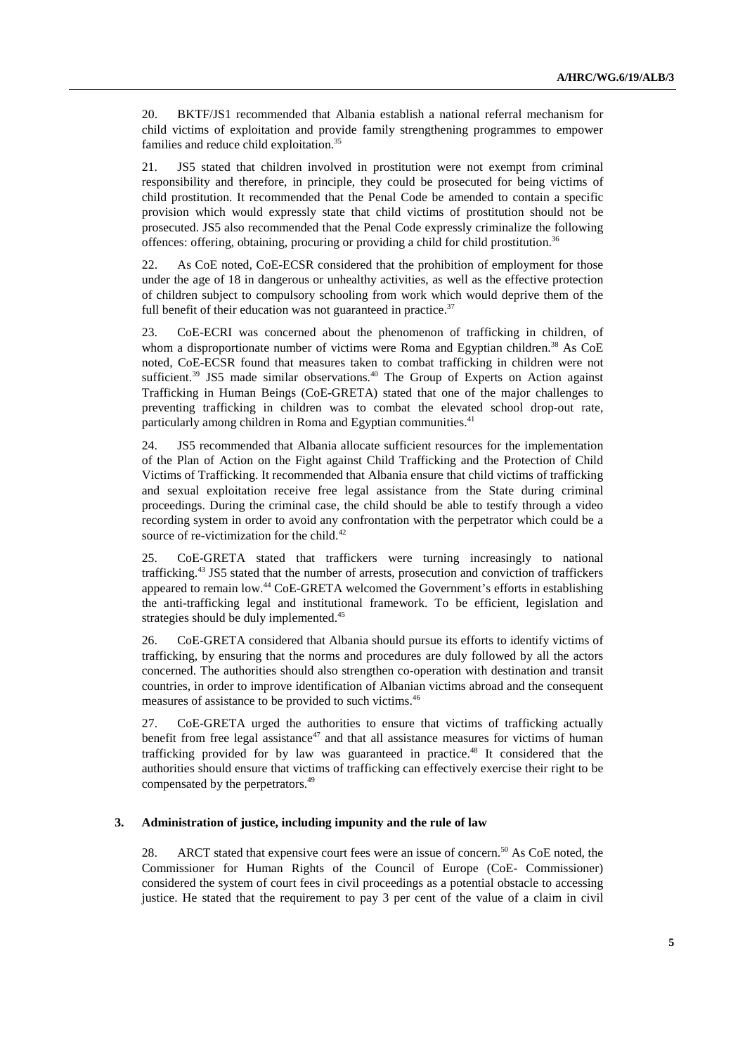20. BKTF/JS1 recommended that Albania establish a national referral mechanism for child victims of exploitation and provide family strengthening programmes to empower families and reduce child exploitation.[35]

21. JS5 stated that children involved in prostitution were not exempt from criminal responsibility and therefore, in principle, they could be prosecuted for being victims of child prostitution. It recommended that the Penal Code be amended to contain a specific provision which would expressly state that child victims of prostitution should not be prosecuted. JS5 also recommended that the Penal Code expressly criminalize the following offences: offering, obtaining, procuring or providing a child for child prostitution.[36]

22. As CoE noted, CoE-ECSR considered that the prohibition of employment for those under the age of 18 in dangerous or unhealthy activities, as well as the effective protection of children subject to compulsory schooling from work which would deprive them of the full benefit of their education was not guaranteed in practice.[37]

23. CoE-ECRI was concerned about the phenomenon of trafficking in children, of whom a disproportionate number of victims were Roma and Egyptian children.[38] As CoE noted, CoE-ECSR found that measures taken to combat trafficking in children were not sufficient.[39] JS5 made similar observations.[40] The Group of Experts on Action against Trafficking in Human Beings (CoE-GRETA) stated that one of the major challenges to preventing trafficking in children was to combat the elevated school drop-out rate, particularly among children in Roma and Egyptian communities.[41]

24. JS5 recommended that Albania allocate sufficient resources for the implementation of the Plan of Action on the Fight against Child Trafficking and the Protection of Child Victims of Trafficking. It recommended that Albania ensure that child victims of trafficking and sexual exploitation receive free legal assistance from the State during criminal proceedings. During the criminal case, the child should be able to testify through a video recording system in order to avoid any confrontation with the perpetrator which could be a source of re-victimization for the child.[42]

25. CoE-GRETA stated that traffickers were turning increasingly to national trafficking.[43] JS5 stated that the number of arrests, prosecution and conviction of traffickers appeared to remain low.[44] CoE-GRETA welcomed the Government's efforts in establishing the anti-trafficking legal and institutional framework. To be efficient, legislation and strategies should be duly implemented.[45]

26. CoE-GRETA considered that Albania should pursue its efforts to identify victims of trafficking, by ensuring that the norms and procedures are duly followed by all the actors concerned. The authorities should also strengthen co-operation with destination and transit countries, in order to improve identification of Albanian victims abroad and the consequent measures of assistance to be provided to such victims.[46]

27. CoE-GRETA urged the authorities to ensure that victims of trafficking actually benefit from free legal assistance[47] and that all assistance measures for victims of human trafficking provided for by law was guaranteed in practice.[48] It considered that the authorities should ensure that victims of trafficking can effectively exercise their right to be compensated by the perpetrators.[49]

### 3. Administration of justice, including impunity and the rule of law

28. ARCT stated that expensive court fees were an issue of concern.[50] As CoE noted, the Commissioner for Human Rights of the Council of Europe (CoE- Commissioner) considered the system of court fees in civil proceedings as a potential obstacle to accessing justice. He stated that the requirement to pay 3 per cent of the value of a claim in civil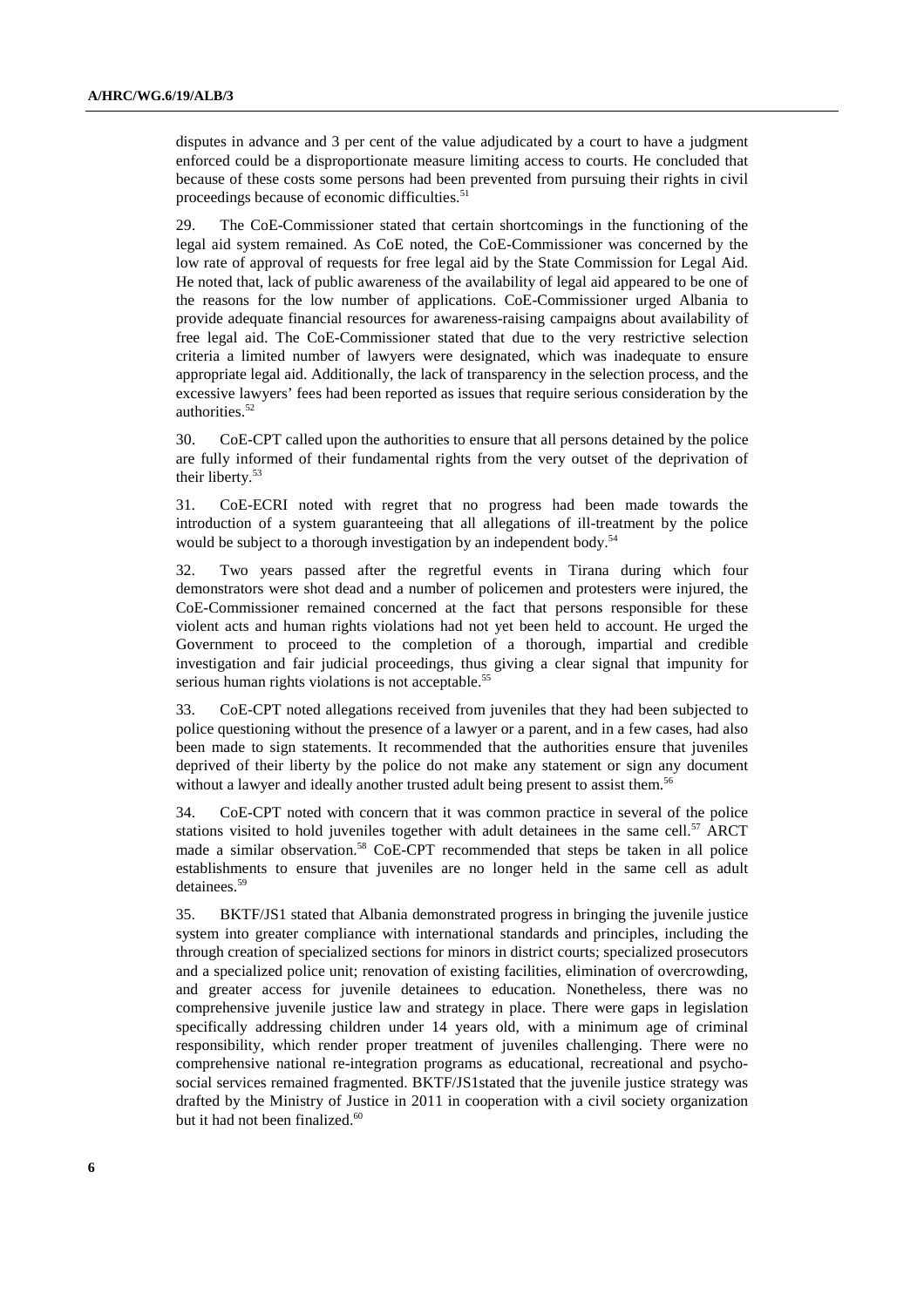disputes in advance and 3 per cent of the value adjudicated by a court to have a judgment enforced could be a disproportionate measure limiting access to courts. He concluded that because of these costs some persons had been prevented from pursuing their rights in civil proceedings because of economic difficulties.[51]

29. The CoE-Commissioner stated that certain shortcomings in the functioning of the legal aid system remained. As CoE noted, the CoE-Commissioner was concerned by the low rate of approval of requests for free legal aid by the State Commission for Legal Aid. He noted that, lack of public awareness of the availability of legal aid appeared to be one of the reasons for the low number of applications. CoE-Commissioner urged Albania to provide adequate financial resources for awareness-raising campaigns about availability of free legal aid. The CoE-Commissioner stated that due to the very restrictive selection criteria a limited number of lawyers were designated, which was inadequate to ensure appropriate legal aid. Additionally, the lack of transparency in the selection process, and the excessive lawyers' fees had been reported as issues that require serious consideration by the authorities.[52]

30. CoE-CPT called upon the authorities to ensure that all persons detained by the police are fully informed of their fundamental rights from the very outset of the deprivation of their liberty.[53]

31. CoE-ECRI noted with regret that no progress had been made towards the introduction of a system guaranteeing that all allegations of ill-treatment by the police would be subject to a thorough investigation by an independent body.[54]

32. Two years passed after the regretful events in Tirana during which four demonstrators were shot dead and a number of policemen and protesters were injured, the CoE-Commissioner remained concerned at the fact that persons responsible for these violent acts and human rights violations had not yet been held to account. He urged the Government to proceed to the completion of a thorough, impartial and credible investigation and fair judicial proceedings, thus giving a clear signal that impunity for serious human rights violations is not acceptable.[55]

33. CoE-CPT noted allegations received from juveniles that they had been subjected to police questioning without the presence of a lawyer or a parent, and in a few cases, had also been made to sign statements. It recommended that the authorities ensure that juveniles deprived of their liberty by the police do not make any statement or sign any document without a lawyer and ideally another trusted adult being present to assist them.[56]

34. CoE-CPT noted with concern that it was common practice in several of the police stations visited to hold juveniles together with adult detainees in the same cell.[57] ARCT made a similar observation.[58] CoE-CPT recommended that steps be taken in all police establishments to ensure that juveniles are no longer held in the same cell as adult detainees.[59]

35. BKTF/JS1 stated that Albania demonstrated progress in bringing the juvenile justice system into greater compliance with international standards and principles, including the through creation of specialized sections for minors in district courts; specialized prosecutors and a specialized police unit; renovation of existing facilities, elimination of overcrowding, and greater access for juvenile detainees to education. Nonetheless, there was no comprehensive juvenile justice law and strategy in place. There were gaps in legislation specifically addressing children under 14 years old, with a minimum age of criminal responsibility, which render proper treatment of juveniles challenging. There were no comprehensive national re-integration programs as educational, recreational and psycho-social services remained fragmented. BKTF/JS1stated that the juvenile justice strategy was drafted by the Ministry of Justice in 2011 in cooperation with a civil society organization but it had not been finalized.[60]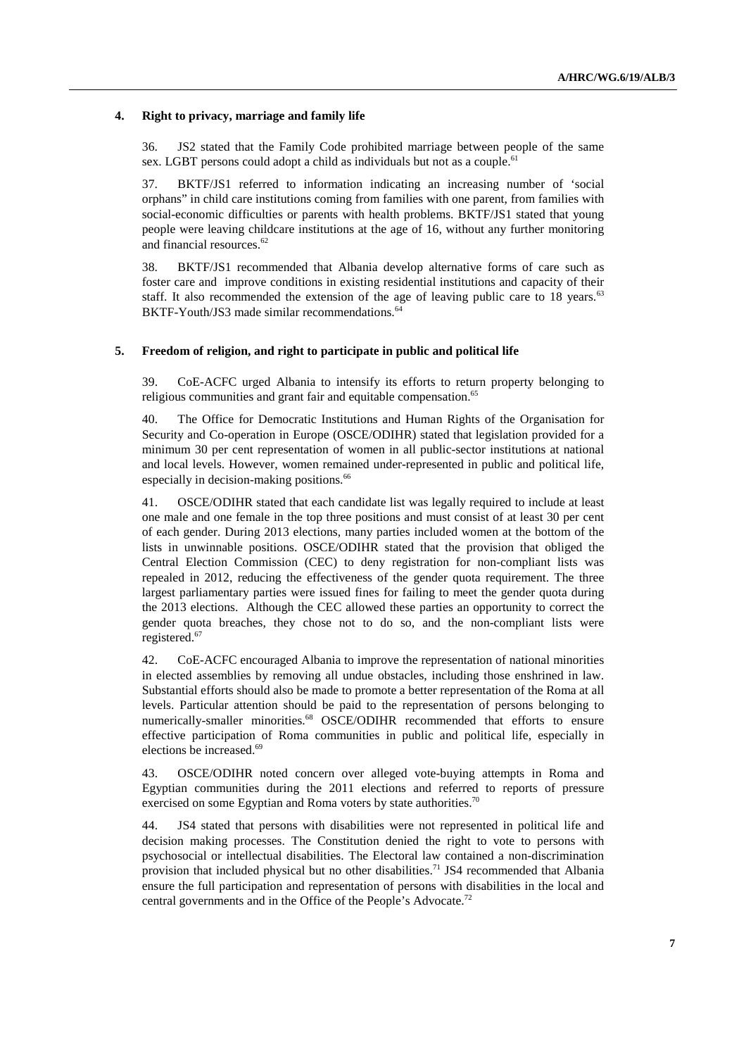### 4. Right to privacy, marriage and family life

36. JS2 stated that the Family Code prohibited marriage between people of the same sex. LGBT persons could adopt a child as individuals but not as a couple.[61]

37. BKTF/JS1 referred to information indicating an increasing number of 'social orphans" in child care institutions coming from families with one parent, from families with social-economic difficulties or parents with health problems. BKTF/JS1 stated that young people were leaving childcare institutions at the age of 16, without any further monitoring and financial resources.[62]

38. BKTF/JS1 recommended that Albania develop alternative forms of care such as foster care and improve conditions in existing residential institutions and capacity of their staff. It also recommended the extension of the age of leaving public care to 18 years.[63] BKTF-Youth/JS3 made similar recommendations.[64]

### 5. Freedom of religion, and right to participate in public and political life

39. CoE-ACFC urged Albania to intensify its efforts to return property belonging to religious communities and grant fair and equitable compensation.[65]

40. The Office for Democratic Institutions and Human Rights of the Organisation for Security and Co-operation in Europe (OSCE/ODIHR) stated that legislation provided for a minimum 30 per cent representation of women in all public-sector institutions at national and local levels. However, women remained under-represented in public and political life, especially in decision-making positions.[66]

41. OSCE/ODIHR stated that each candidate list was legally required to include at least one male and one female in the top three positions and must consist of at least 30 per cent of each gender. During 2013 elections, many parties included women at the bottom of the lists in unwinnable positions. OSCE/ODIHR stated that the provision that obliged the Central Election Commission (CEC) to deny registration for non-compliant lists was repealed in 2012, reducing the effectiveness of the gender quota requirement. The three largest parliamentary parties were issued fines for failing to meet the gender quota during the 2013 elections. Although the CEC allowed these parties an opportunity to correct the gender quota breaches, they chose not to do so, and the non-compliant lists were registered.[67]

42. CoE-ACFC encouraged Albania to improve the representation of national minorities in elected assemblies by removing all undue obstacles, including those enshrined in law. Substantial efforts should also be made to promote a better representation of the Roma at all levels. Particular attention should be paid to the representation of persons belonging to numerically-smaller minorities.[68] OSCE/ODIHR recommended that efforts to ensure effective participation of Roma communities in public and political life, especially in elections be increased.[69]

43. OSCE/ODIHR noted concern over alleged vote-buying attempts in Roma and Egyptian communities during the 2011 elections and referred to reports of pressure exercised on some Egyptian and Roma voters by state authorities.[70]

44. JS4 stated that persons with disabilities were not represented in political life and decision making processes. The Constitution denied the right to vote to persons with psychosocial or intellectual disabilities. The Electoral law contained a non-discrimination provision that included physical but no other disabilities.[71] JS4 recommended that Albania ensure the full participation and representation of persons with disabilities in the local and central governments and in the Office of the People's Advocate.[72]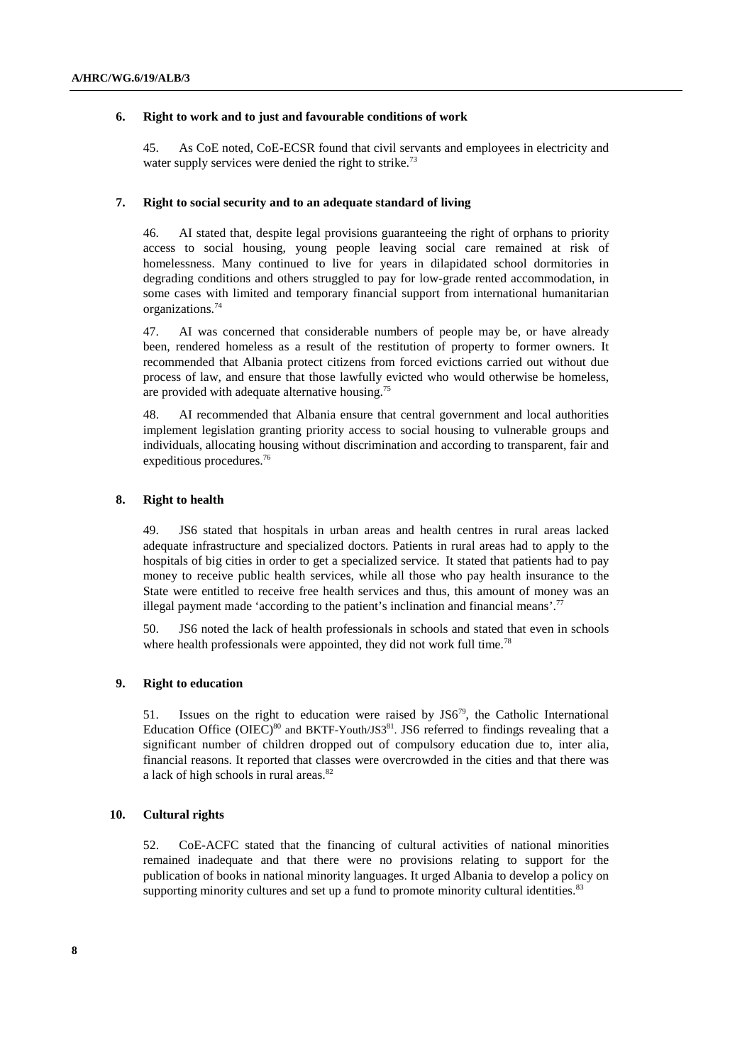### 6. Right to work and to just and favourable conditions of work

45. As CoE noted, CoE-ECSR found that civil servants and employees in electricity and water supply services were denied the right to strike.[73]

### 7. Right to social security and to an adequate standard of living

46. AI stated that, despite legal provisions guaranteeing the right of orphans to priority access to social housing, young people leaving social care remained at risk of homelessness. Many continued to live for years in dilapidated school dormitories in degrading conditions and others struggled to pay for low-grade rented accommodation, in some cases with limited and temporary financial support from international humanitarian organizations.[74]

47. AI was concerned that considerable numbers of people may be, or have already been, rendered homeless as a result of the restitution of property to former owners. It recommended that Albania protect citizens from forced evictions carried out without due process of law, and ensure that those lawfully evicted who would otherwise be homeless, are provided with adequate alternative housing.[75]

48. AI recommended that Albania ensure that central government and local authorities implement legislation granting priority access to social housing to vulnerable groups and individuals, allocating housing without discrimination and according to transparent, fair and expeditious procedures.[76]

### 8. Right to health

49. JS6 stated that hospitals in urban areas and health centres in rural areas lacked adequate infrastructure and specialized doctors. Patients in rural areas had to apply to the hospitals of big cities in order to get a specialized service. It stated that patients had to pay money to receive public health services, while all those who pay health insurance to the State were entitled to receive free health services and thus, this amount of money was an illegal payment made 'according to the patient's inclination and financial means'.[77]

50. JS6 noted the lack of health professionals in schools and stated that even in schools where health professionals were appointed, they did not work full time.[78]

### 9. Right to education

51. Issues on the right to education were raised by JS6[79], the Catholic International Education Office (OIEC)[80] and BKTF-Youth/JS3[81]. JS6 referred to findings revealing that a significant number of children dropped out of compulsory education due to, inter alia, financial reasons. It reported that classes were overcrowded in the cities and that there was a lack of high schools in rural areas.[82]

### 10. Cultural rights

52. CoE-ACFC stated that the financing of cultural activities of national minorities remained inadequate and that there were no provisions relating to support for the publication of books in national minority languages. It urged Albania to develop a policy on supporting minority cultures and set up a fund to promote minority cultural identities.[83]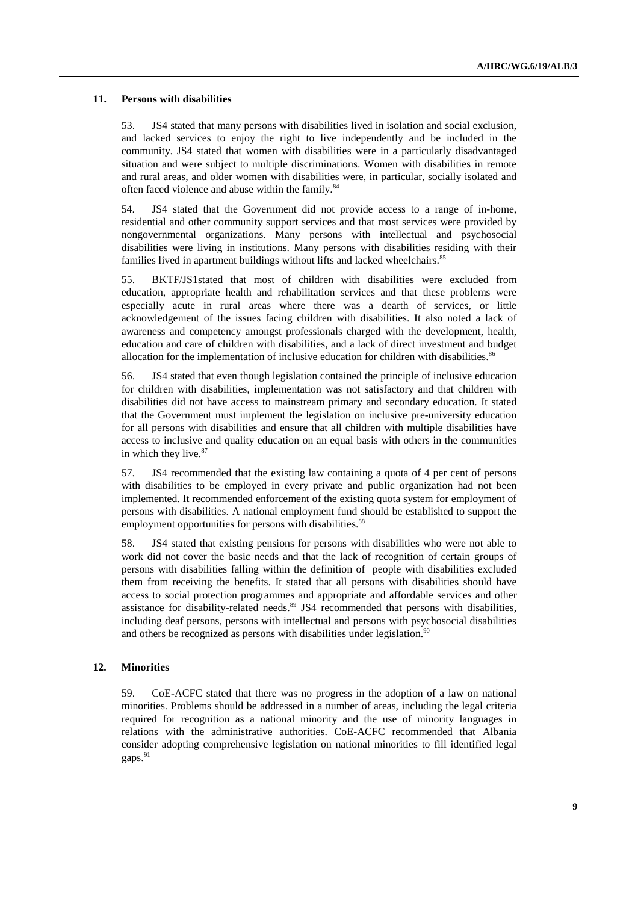### 11. Persons with disabilities

53. JS4 stated that many persons with disabilities lived in isolation and social exclusion, and lacked services to enjoy the right to live independently and be included in the community. JS4 stated that women with disabilities were in a particularly disadvantaged situation and were subject to multiple discriminations. Women with disabilities in remote and rural areas, and older women with disabilities were, in particular, socially isolated and often faced violence and abuse within the family.[84]

54. JS4 stated that the Government did not provide access to a range of in-home, residential and other community support services and that most services were provided by nongovernmental organizations. Many persons with intellectual and psychosocial disabilities were living in institutions. Many persons with disabilities residing with their families lived in apartment buildings without lifts and lacked wheelchairs.[85]

55. BKTF/JS1stated that most of children with disabilities were excluded from education, appropriate health and rehabilitation services and that these problems were especially acute in rural areas where there was a dearth of services, or little acknowledgement of the issues facing children with disabilities. It also noted a lack of awareness and competency amongst professionals charged with the development, health, education and care of children with disabilities, and a lack of direct investment and budget allocation for the implementation of inclusive education for children with disabilities.[86]

56. JS4 stated that even though legislation contained the principle of inclusive education for children with disabilities, implementation was not satisfactory and that children with disabilities did not have access to mainstream primary and secondary education. It stated that the Government must implement the legislation on inclusive pre-university education for all persons with disabilities and ensure that all children with multiple disabilities have access to inclusive and quality education on an equal basis with others in the communities in which they live.[87]

57. JS4 recommended that the existing law containing a quota of 4 per cent of persons with disabilities to be employed in every private and public organization had not been implemented. It recommended enforcement of the existing quota system for employment of persons with disabilities. A national employment fund should be established to support the employment opportunities for persons with disabilities.[88]

58. JS4 stated that existing pensions for persons with disabilities who were not able to work did not cover the basic needs and that the lack of recognition of certain groups of persons with disabilities falling within the definition of people with disabilities excluded them from receiving the benefits. It stated that all persons with disabilities should have access to social protection programmes and appropriate and affordable services and other assistance for disability-related needs.[89] JS4 recommended that persons with disabilities, including deaf persons, persons with intellectual and persons with psychosocial disabilities and others be recognized as persons with disabilities under legislation.[90]

### 12. Minorities

59. CoE-ACFC stated that there was no progress in the adoption of a law on national minorities. Problems should be addressed in a number of areas, including the legal criteria required for recognition as a national minority and the use of minority languages in relations with the administrative authorities. CoE-ACFC recommended that Albania consider adopting comprehensive legislation on national minorities to fill identified legal gaps.[91]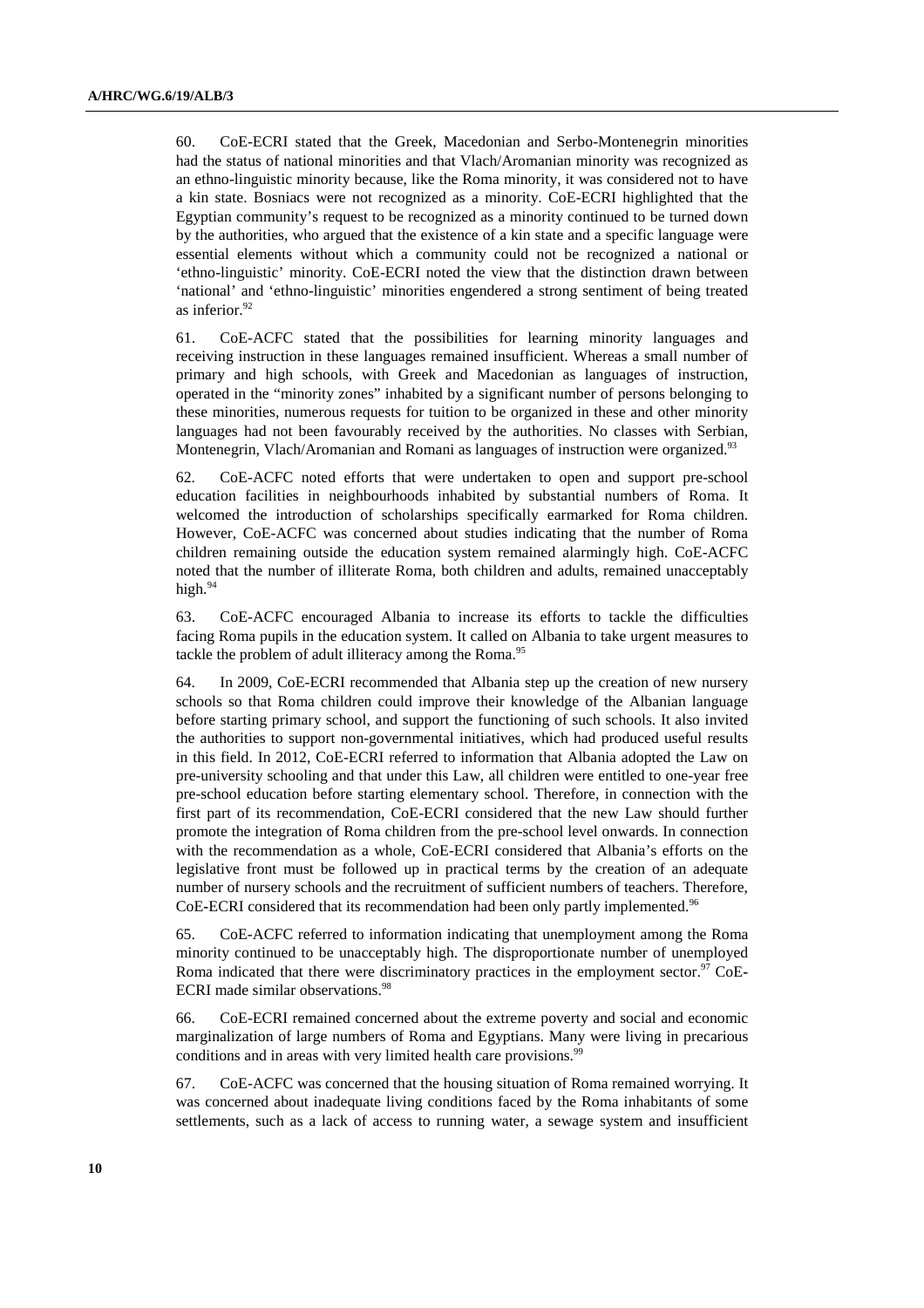60. CoE-ECRI stated that the Greek, Macedonian and Serbo-Montenegrin minorities had the status of national minorities and that Vlach/Aromanian minority was recognized as an ethno-linguistic minority because, like the Roma minority, it was considered not to have a kin state. Bosniacs were not recognized as a minority. CoE-ECRI highlighted that the Egyptian community's request to be recognized as a minority continued to be turned down by the authorities, who argued that the existence of a kin state and a specific language were essential elements without which a community could not be recognized a national or 'ethno-linguistic' minority. CoE-ECRI noted the view that the distinction drawn between 'national' and 'ethno-linguistic' minorities engendered a strong sentiment of being treated as inferior.[92]

61. CoE-ACFC stated that the possibilities for learning minority languages and receiving instruction in these languages remained insufficient. Whereas a small number of primary and high schools, with Greek and Macedonian as languages of instruction, operated in the "minority zones" inhabited by a significant number of persons belonging to these minorities, numerous requests for tuition to be organized in these and other minority languages had not been favourably received by the authorities. No classes with Serbian, Montenegrin, Vlach/Aromanian and Romani as languages of instruction were organized.[93]

62. CoE-ACFC noted efforts that were undertaken to open and support pre-school education facilities in neighbourhoods inhabited by substantial numbers of Roma. It welcomed the introduction of scholarships specifically earmarked for Roma children. However, CoE-ACFC was concerned about studies indicating that the number of Roma children remaining outside the education system remained alarmingly high. CoE-ACFC noted that the number of illiterate Roma, both children and adults, remained unacceptably high.[94]

63. CoE-ACFC encouraged Albania to increase its efforts to tackle the difficulties facing Roma pupils in the education system. It called on Albania to take urgent measures to tackle the problem of adult illiteracy among the Roma.[95]

64. In 2009, CoE-ECRI recommended that Albania step up the creation of new nursery schools so that Roma children could improve their knowledge of the Albanian language before starting primary school, and support the functioning of such schools. It also invited the authorities to support non-governmental initiatives, which had produced useful results in this field. In 2012, CoE-ECRI referred to information that Albania adopted the Law on pre-university schooling and that under this Law, all children were entitled to one-year free pre-school education before starting elementary school. Therefore, in connection with the first part of its recommendation, CoE-ECRI considered that the new Law should further promote the integration of Roma children from the pre-school level onwards. In connection with the recommendation as a whole, CoE-ECRI considered that Albania's efforts on the legislative front must be followed up in practical terms by the creation of an adequate number of nursery schools and the recruitment of sufficient numbers of teachers. Therefore, CoE-ECRI considered that its recommendation had been only partly implemented.[96]

65. CoE-ACFC referred to information indicating that unemployment among the Roma minority continued to be unacceptably high. The disproportionate number of unemployed Roma indicated that there were discriminatory practices in the employment sector.[97] CoE-ECRI made similar observations.[98]

66. CoE-ECRI remained concerned about the extreme poverty and social and economic marginalization of large numbers of Roma and Egyptians. Many were living in precarious conditions and in areas with very limited health care provisions.[99]

67. CoE-ACFC was concerned that the housing situation of Roma remained worrying. It was concerned about inadequate living conditions faced by the Roma inhabitants of some settlements, such as a lack of access to running water, a sewage system and insufficient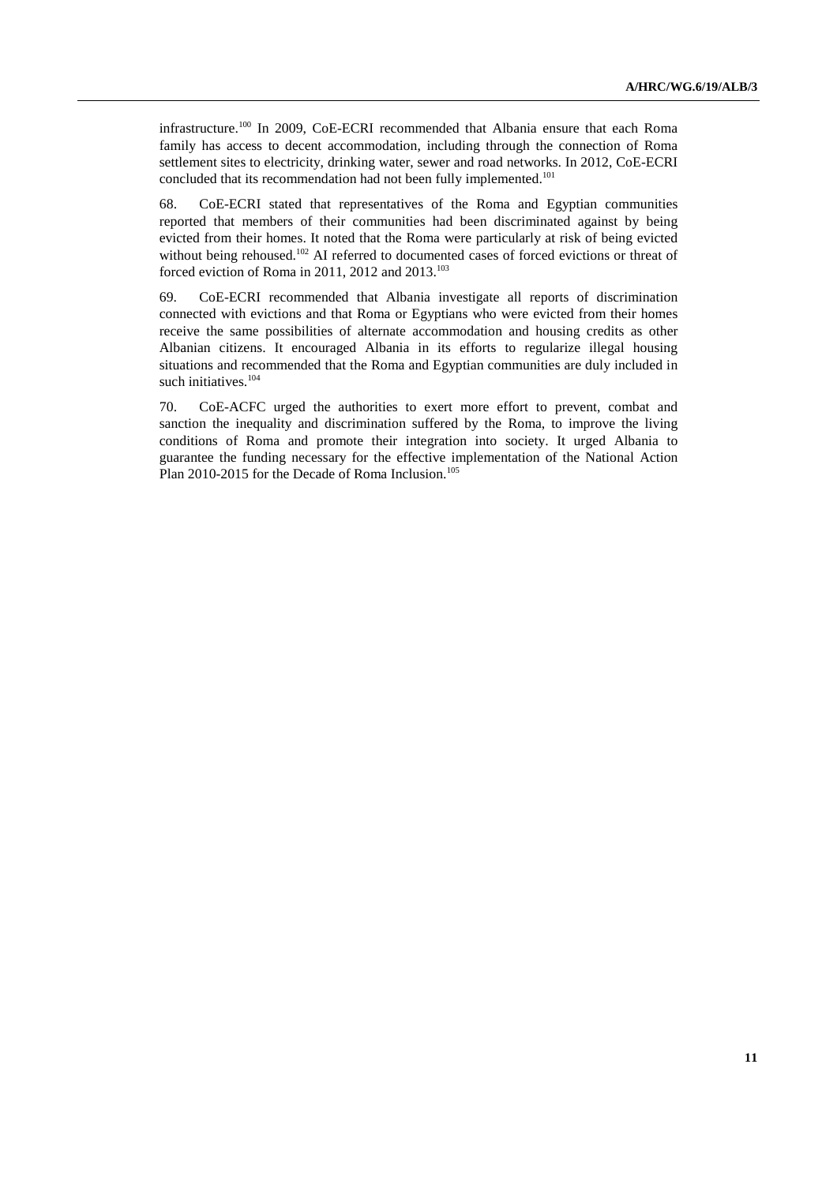infrastructure.[100] In 2009, CoE-ECRI recommended that Albania ensure that each Roma family has access to decent accommodation, including through the connection of Roma settlement sites to electricity, drinking water, sewer and road networks. In 2012, CoE-ECRI concluded that its recommendation had not been fully implemented.[101]

68. CoE-ECRI stated that representatives of the Roma and Egyptian communities reported that members of their communities had been discriminated against by being evicted from their homes. It noted that the Roma were particularly at risk of being evicted without being rehoused.[102] AI referred to documented cases of forced evictions or threat of forced eviction of Roma in 2011, 2012 and 2013.[103]

69. CoE-ECRI recommended that Albania investigate all reports of discrimination connected with evictions and that Roma or Egyptians who were evicted from their homes receive the same possibilities of alternate accommodation and housing credits as other Albanian citizens. It encouraged Albania in its efforts to regularize illegal housing situations and recommended that the Roma and Egyptian communities are duly included in such initiatives.[104]

70. CoE-ACFC urged the authorities to exert more effort to prevent, combat and sanction the inequality and discrimination suffered by the Roma, to improve the living conditions of Roma and promote their integration into society. It urged Albania to guarantee the funding necessary for the effective implementation of the National Action Plan 2010-2015 for the Decade of Roma Inclusion.[105]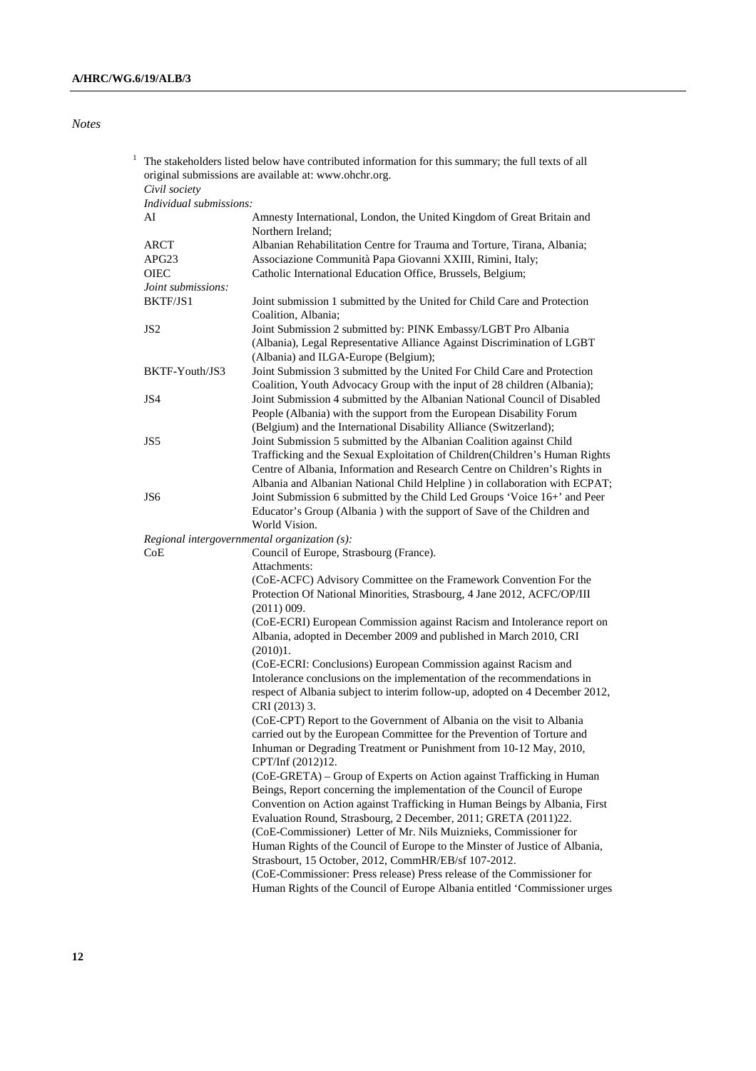*Notes*

[1] The stakeholders listed below have contributed information for this summary; the full texts of all original submissions are available at: www.ohchr.org.

*Civil society*

*Individual submissions:*

| | |
|---|---|
| AI | Amnesty International, London, the United Kingdom of Great Britain and Northern Ireland; |
| ARCT | Albanian Rehabilitation Centre for Trauma and Torture, Tirana, Albania; |
| APG23 | Associazione Communità Papa Giovanni XXIII, Rimini, Italy; |
| OIEC | Catholic International Education Office, Brussels, Belgium; |

*Joint submissions:*

| | |
|---|---|
| BKTF/JS1 | Joint submission 1 submitted by the United for Child Care and Protection Coalition, Albania; |
| JS2 | Joint Submission 2 submitted by: PINK Embassy/LGBT Pro Albania (Albania), Legal Representative Alliance Against Discrimination of LGBT (Albania) and ILGA-Europe (Belgium); |
| BKTF-Youth/JS3 | Joint Submission 3 submitted by the United For Child Care and Protection Coalition, Youth Advocacy Group with the input of 28 children (Albania); |
| JS4 | Joint Submission 4 submitted by the Albanian National Council of Disabled People (Albania) with the support from the European Disability Forum (Belgium) and the International Disability Alliance (Switzerland); |
| JS5 | Joint Submission 5 submitted by the Albanian Coalition against Child Trafficking and the Sexual Exploitation of Children(Children's Human Rights Centre of Albania, Information and Research Centre on Children's Rights in Albania and Albanian National Child Helpline ) in collaboration with ECPAT; |
| JS6 | Joint Submission 6 submitted by the Child Led Groups 'Voice 16+' and Peer Educator's Group (Albania ) with the support of Save of the Children and World Vision. |

*Regional intergovernmental organization (s):*

CoE — Council of Europe, Strasbourg (France).

Attachments:

(CoE-ACFC) Advisory Committee on the Framework Convention For the Protection Of National Minorities, Strasbourg, 4 Jane 2012, ACFC/OP/III (2011) 009.

(CoE-ECRI) European Commission against Racism and Intolerance report on Albania, adopted in December 2009 and published in March 2010, CRI (2010)1.

(CoE-ECRI: Conclusions) European Commission against Racism and Intolerance conclusions on the implementation of the recommendations in respect of Albania subject to interim follow-up, adopted on 4 December 2012, CRI (2013) 3.

(CoE-CPT) Report to the Government of Albania on the visit to Albania carried out by the European Committee for the Prevention of Torture and Inhuman or Degrading Treatment or Punishment from 10-12 May, 2010, CPT/Inf (2012)12.

(CoE-GRETA) – Group of Experts on Action against Trafficking in Human Beings, Report concerning the implementation of the Council of Europe Convention on Action against Trafficking in Human Beings by Albania, First Evaluation Round, Strasbourg, 2 December, 2011; GRETA (2011)22.

(CoE-Commissioner) Letter of Mr. Nils Muiznieks, Commissioner for Human Rights of the Council of Europe to the Minster of Justice of Albania, Strasbourt, 15 October, 2012, CommHR/EB/sf 107-2012.

(CoE-Commissioner: Press release) Press release of the Commissioner for Human Rights of the Council of Europe Albania entitled 'Commissioner urges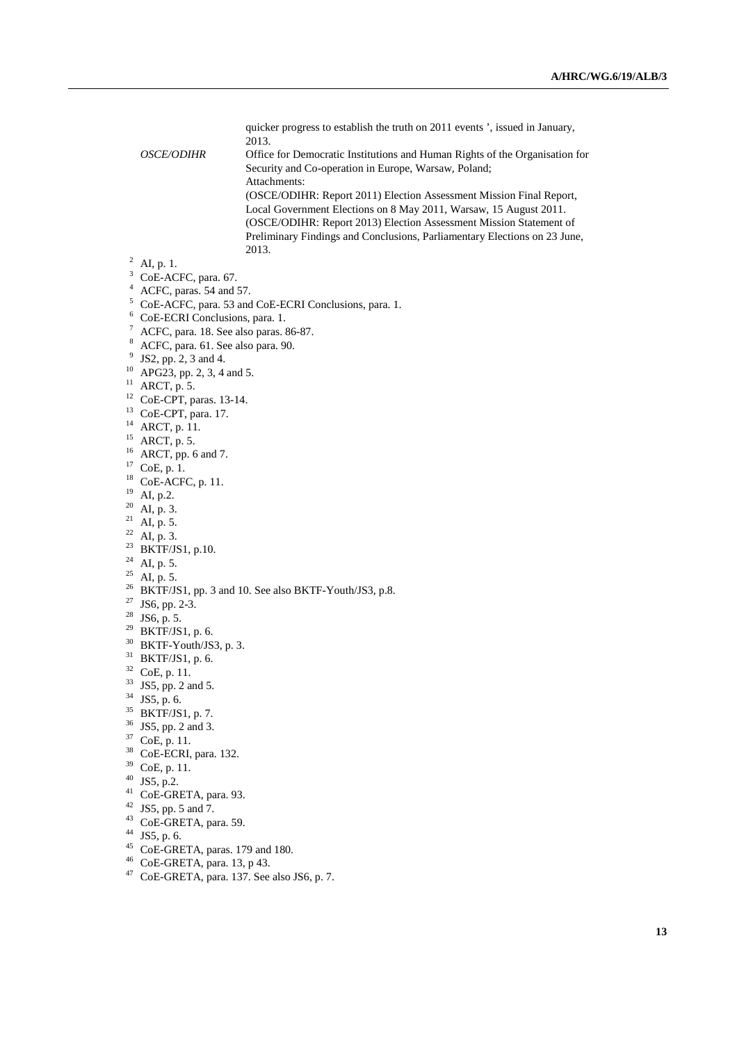quicker progress to establish the truth on 2011 events ', issued in January, 2013.

*OSCE/ODIHR* Office for Democratic Institutions and Human Rights of the Organisation for Security and Co-operation in Europe, Warsaw, Poland;
Attachments:
(OSCE/ODIHR: Report 2011) Election Assessment Mission Final Report, Local Government Elections on 8 May 2011, Warsaw, 15 August 2011.
(OSCE/ODIHR: Report 2013) Election Assessment Mission Statement of Preliminary Findings and Conclusions, Parliamentary Elections on 23 June, 2013.

[2] AI, p. 1.
[3] CoE-ACFC, para. 67.
[4] ACFC, paras. 54 and 57.
[5] CoE-ACFC, para. 53 and CoE-ECRI Conclusions, para. 1.
[6] CoE-ECRI Conclusions, para. 1.
[7] ACFC, para. 18. See also paras. 86-87.
[8] ACFC, para. 61. See also para. 90.
[9] JS2, pp. 2, 3 and 4.
[10] APG23, pp. 2, 3, 4 and 5.
[11] ARCT, p. 5.
[12] CoE-CPT, paras. 13-14.
[13] CoE-CPT, para. 17.
[14] ARCT, p. 11.
[15] ARCT, p. 5.
[16] ARCT, pp. 6 and 7.
[17] CoE, p. 1.
[18] CoE-ACFC, p. 11.
[19] AI, p.2.
[20] AI, p. 3.
[21] AI, p. 5.
[22] AI, p. 3.
[23] BKTF/JS1, p.10.
[24] AI, p. 5.
[25] AI, p. 5.
[26] BKTF/JS1, pp. 3 and 10. See also BKTF-Youth/JS3, p.8.
[27] JS6, pp. 2-3.
[28] JS6, p. 5.
[29] BKTF/JS1, p. 6.
[30] BKTF-Youth/JS3, p. 3.
[31] BKTF/JS1, p. 6.
[32] CoE, p. 11.
[33] JS5, pp. 2 and 5.
[34] JS5, p. 6.
[35] BKTF/JS1, p. 7.
[36] JS5, pp. 2 and 3.
[37] CoE, p. 11.
[38] CoE-ECRI, para. 132.
[39] CoE, p. 11.
[40] JS5, p.2.
[41] CoE-GRETA, para. 93.
[42] JS5, pp. 5 and 7.
[43] CoE-GRETA, para. 59.
[44] JS5, p. 6.
[45] CoE-GRETA, paras. 179 and 180.
[46] CoE-GRETA, para. 13, p 43.
[47] CoE-GRETA, para. 137. See also JS6, p. 7.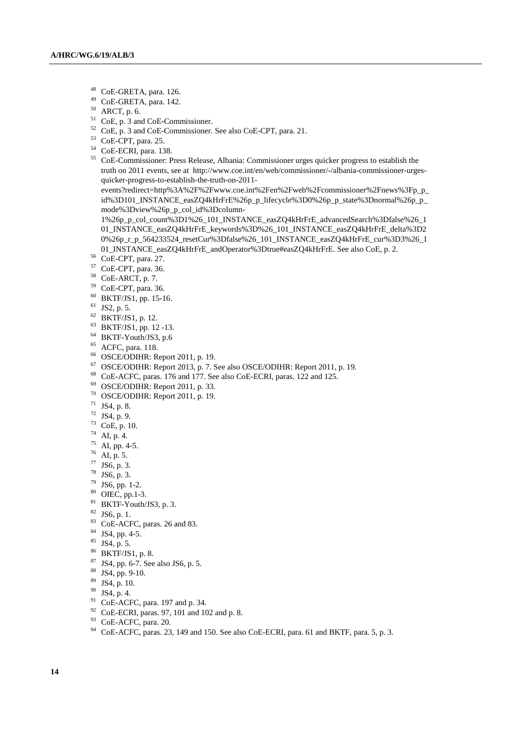[48] CoE-GRETA, para. 126.

[49] CoE-GRETA, para. 142.

[50] ARCT, p. 6.

[51] CoE, p. 3 and CoE-Commissioner.

[52] CoE, p. 3 and CoE-Commissioner. See also CoE-CPT, para. 21.

[53] CoE-CPT, para. 25.

[54] CoE-ECRI, para. 138.

[55] CoE-Commissioner: Press Release, Albania: Commissioner urges quicker progress to establish the truth on 2011 events, see at http://www.coe.int/en/web/commissioner/-/albania-commissioner-urges-quicker-progress-to-establish-the-truth-on-2011-events?redirect=http%3A%2F%2Fwww.coe.int%2Fen%2Fweb%2Fcommissioner%2Fnews%3Fp_p_id%3D101_INSTANCE_easZQ4kHrFrE%26p_p_lifecycle%3D0%26p_p_state%3Dnormal%26p_p_mode%3Dview%26p_p_col_id%3Dcolumn-1%26p_p_col_count%3D1%26_101_INSTANCE_easZQ4kHrFrE_advancedSearch%3Dfalse%26_101_INSTANCE_easZQ4kHrFrE_keywords%3D%26_101_INSTANCE_easZQ4kHrFrE_delta%3D20%26p_r_p_564233524_resetCur%3Dfalse%26_101_INSTANCE_easZQ4kHrFrE_cur%3D3%26_101_INSTANCE_easZQ4kHrFrE_andOperator%3Dtrue#easZQ4kHrFrE. See also CoE, p. 2.

[56] CoE-CPT, para. 27.

[57] CoE-CPT, para. 36.

[58] CoE-ARCT, p. 7.

[59] CoE-CPT, para. 36.

[60] BKTF/JS1, pp. 15-16.

[61] JS2, p. 5.

[62] BKTF/JS1, p. 12.

[63] BKTF/JS1, pp. 12 -13.

[64] BKTF-Youth/JS3, p.6

[65] ACFC, para. 118.

[66] OSCE/ODIHR: Report 2011, p. 19.

[67] OSCE/ODIHR: Report 2013, p. 7. See also OSCE/ODIHR: Report 2011, p. 19.

[68] CoE-ACFC, paras. 176 and 177. See also CoE-ECRI, paras. 122 and 125.

[69] OSCE/ODIHR: Report 2011, p. 33.

[70] OSCE/ODIHR: Report 2011, p. 19.

[71] JS4, p. 8.

[72] JS4, p. 9.

[73] CoE, p. 10.

[74] AI, p. 4.

[75] AI, pp. 4-5.

[76] AI, p. 5.

[77] JS6, p. 3.

[78] JS6, p. 3.

[79] JS6, pp. 1-2.

[80] OIEC, pp.1-3.

[81] BKTF-Youth/JS3, p. 3.

[82] JS6, p. 1.

[83] CoE-ACFC, paras. 26 and 83.

[84] JS4, pp. 4-5.

[85] JS4, p. 5.

[86] BKTF/JS1, p. 8.

[87] JS4, pp. 6-7. See also JS6, p. 5.

[88] JS4, pp. 9-10.

[89] JS4, p. 10.

[90] JS4, p. 4.

[91] CoE-ACFC, para. 197 and p. 34.

[92] CoE-ECRI, paras. 97, 101 and 102 and p. 8.

[93] CoE-ACFC, para. 20.

[94] CoE-ACFC, paras. 23, 149 and 150. See also CoE-ECRI, para. 61 and BKTF, para. 5, p. 3.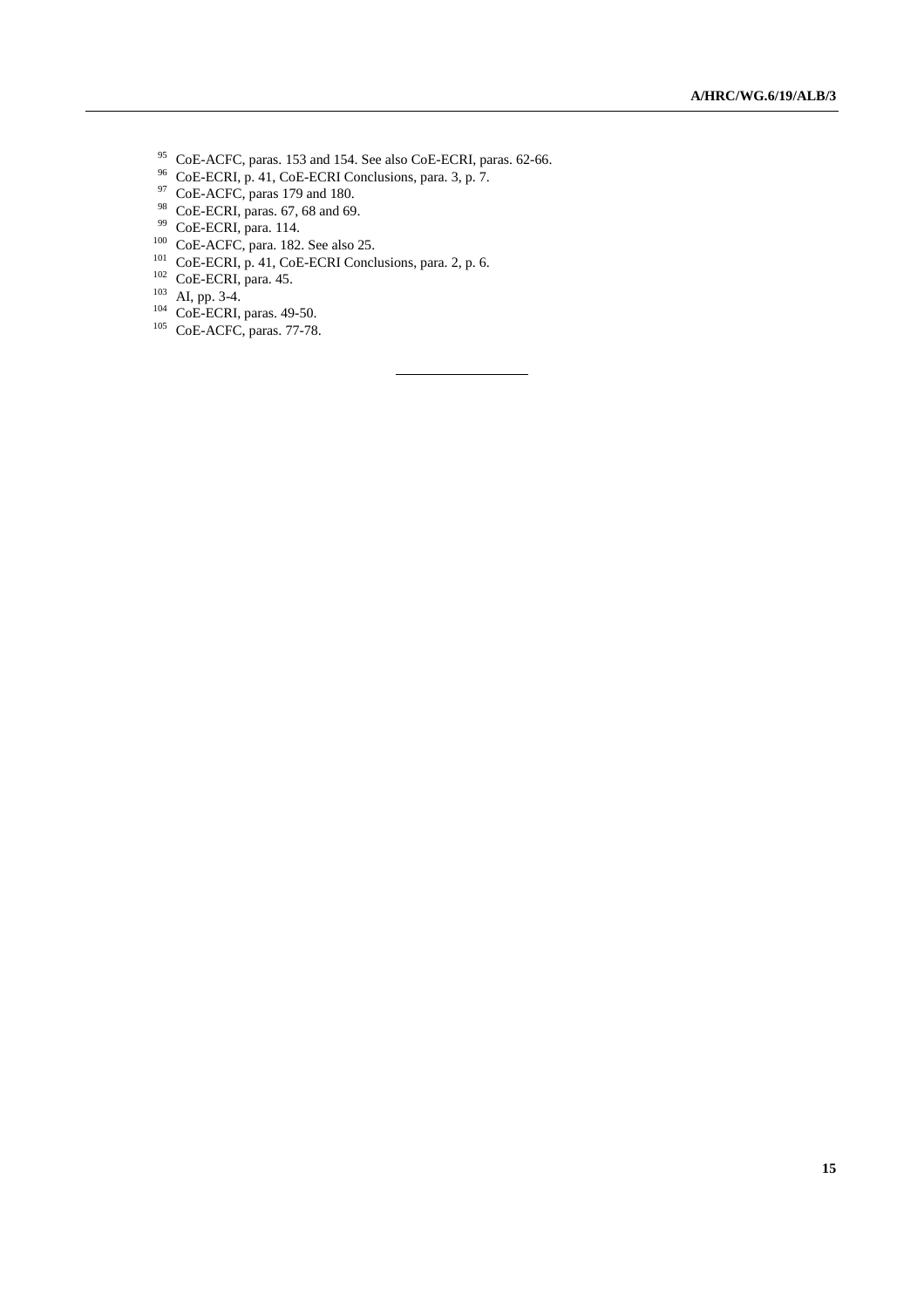[95] CoE-ACFC, paras. 153 and 154. See also CoE-ECRI, paras. 62-66.

[96] CoE-ECRI, p. 41, CoE-ECRI Conclusions, para. 3, p. 7.

[97] CoE-ACFC, paras 179 and 180.

[98] CoE-ECRI, paras. 67, 68 and 69.

[99] CoE-ECRI, para. 114.

[100] CoE-ACFC, para. 182. See also 25.

[101] CoE-ECRI, p. 41, CoE-ECRI Conclusions, para. 2, p. 6.

[102] CoE-ECRI, para. 45.

[103] AI, pp. 3-4.

[104] CoE-ECRI, paras. 49-50.

[105] CoE-ACFC, paras. 77-78.